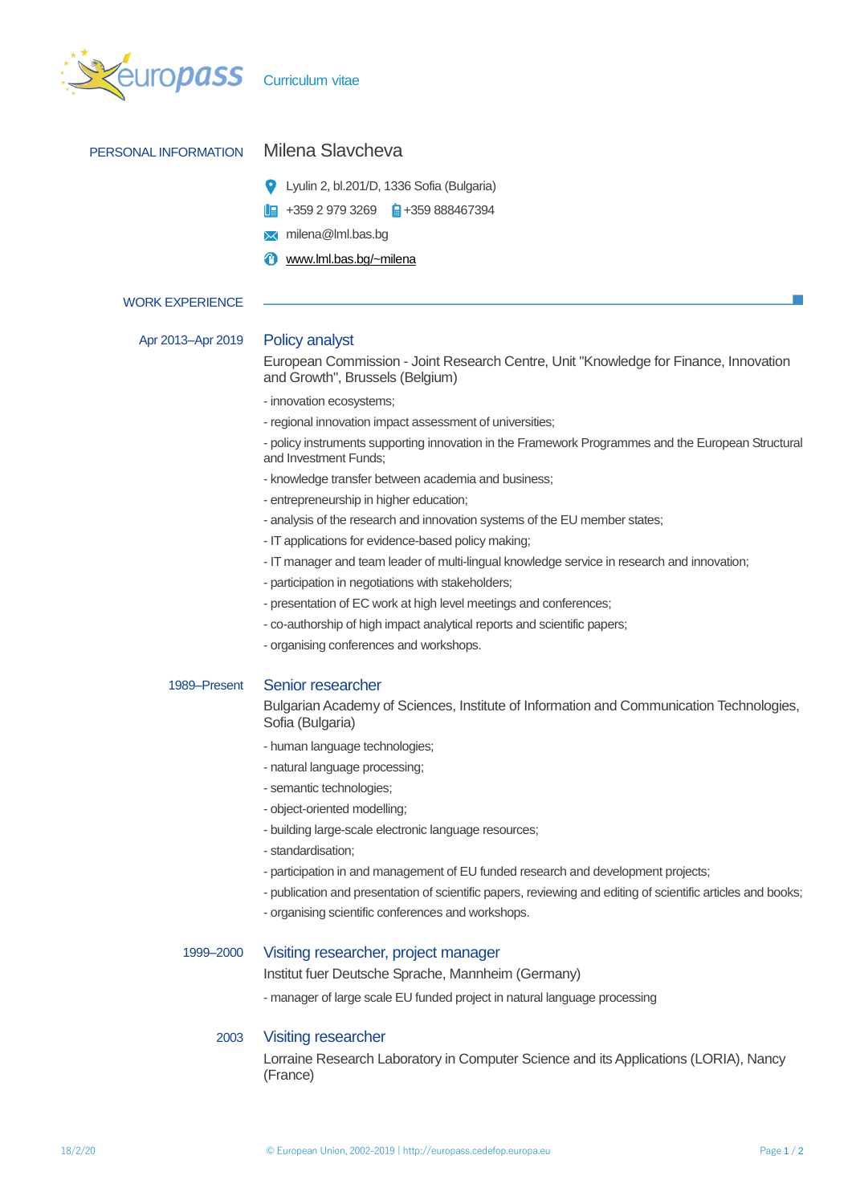# Curriculum vitae

## PERSONAL INFORMATION

**Milena Slavcheva**

Lyulin 2, bl.201/D, 1336 Sofia (Bulgaria)

+359 2 979 3269 +359 888467394

milena@lml.bas.bg

www.lml.bas.bg/~milena

## WORK EXPERIENCE

**Apr 2013–Apr 2019**

### Policy analyst

European Commission - Joint Research Centre, Unit "Knowledge for Finance, Innovation and Growth", Brussels (Belgium)

- innovation ecosystems;
- regional innovation impact assessment of universities;
- policy instruments supporting innovation in the Framework Programmes and the European Structural and Investment Funds;
- knowledge transfer between academia and business;
- entrepreneurship in higher education;
- analysis of the research and innovation systems of the EU member states;
- IT applications for evidence-based policy making;
- IT manager and team leader of multi-lingual knowledge service in research and innovation;
- participation in negotiations with stakeholders;
- presentation of EC work at high level meetings and conferences;
- co-authorship of high impact analytical reports and scientific papers;
- organising conferences and workshops.

**1989–Present**

### Senior researcher

Bulgarian Academy of Sciences, Institute of Information and Communication Technologies, Sofia (Bulgaria)

- human language technologies;
- natural language processing;
- semantic technologies;
- object-oriented modelling;
- building large-scale electronic language resources;
- standardisation;
- participation in and management of EU funded research and development projects;
- publication and presentation of scientific papers, reviewing and editing of scientific articles and books;
- organising scientific conferences and workshops.

**1999–2000**

### Visiting researcher, project manager

Institut fuer Deutsche Sprache, Mannheim (Germany)

- manager of large scale EU funded project in natural language processing

**2003**

### Visiting researcher

Lorraine Research Laboratory in Computer Science and its Applications (LORIA), Nancy (France)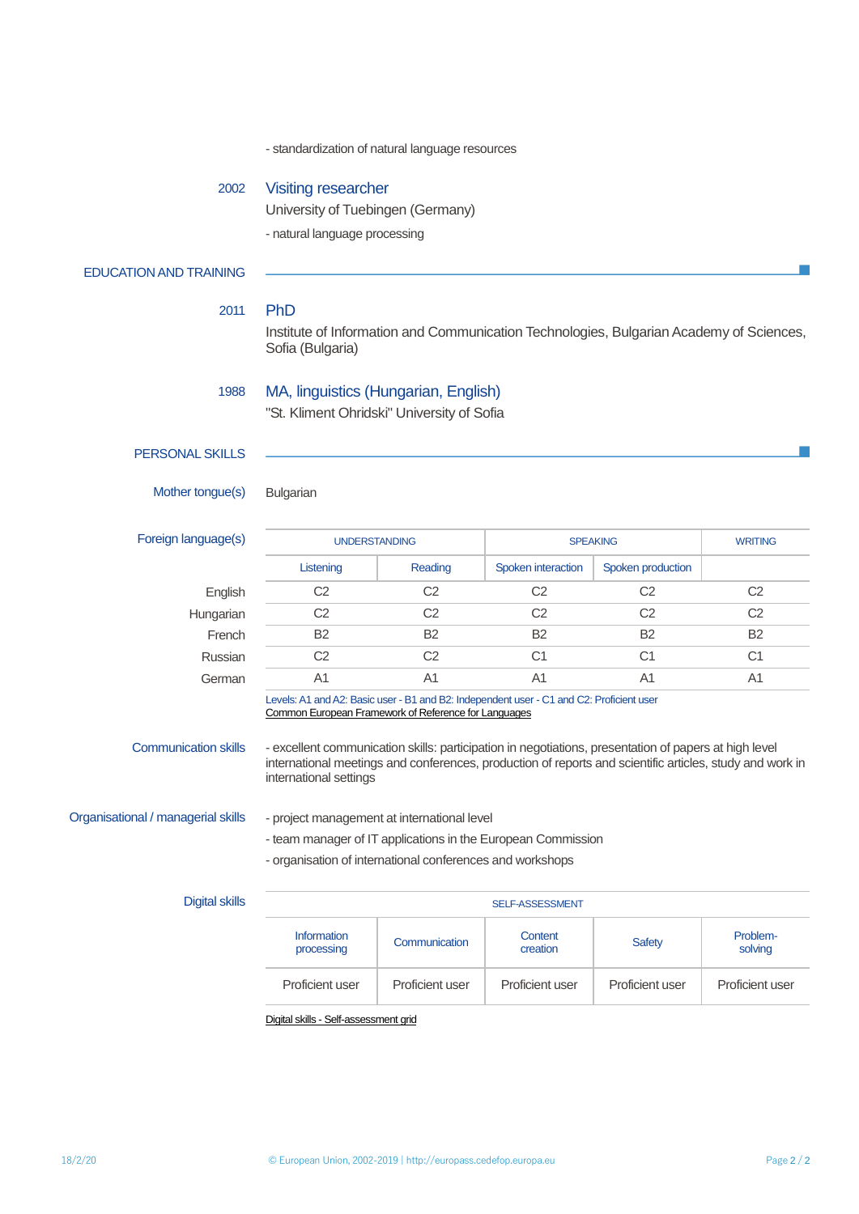- standardization of natural language resources

2002 **Visiting researcher**

University of Tuebingen (Germany)

- natural language processing

## EDUCATION AND TRAINING

2011 **PhD**

Institute of Information and Communication Technologies, Bulgarian Academy of Sciences, Sofia (Bulgaria)

1988 **MA, linguistics (Hungarian, English)**

"St. Kliment Ohridski" University of Sofia

## PERSONAL SKILLS

**Mother tongue(s)**

Bulgarian

**Foreign language(s)**

| | UNDERSTANDING | | SPEAKING | | WRITING |
|---|---|---|---|---|---|
| | Listening | Reading | Spoken interaction | Spoken production | |
| English | C2 | C2 | C2 | C2 | C2 |
| Hungarian | C2 | C2 | C2 | C2 | C2 |
| French | B2 | B2 | B2 | B2 | B2 |
| Russian | C2 | C2 | C1 | C1 | C1 |
| German | A1 | A1 | A1 | A1 | A1 |

Levels: A1 and A2: Basic user - B1 and B2: Independent user - C1 and C2: Proficient user

Common European Framework of Reference for Languages

**Communication skills**

- excellent communication skills: participation in negotiations, presentation of papers at high level international meetings and conferences, production of reports and scientific articles, study and work in international settings

**Organisational / managerial skills**

- project management at international level
- team manager of IT applications in the European Commission
- organisation of international conferences and workshops

**Digital skills**

| SELF-ASSESSMENT | | | | |
|---|---|---|---|---|
| Information processing | Communication | Content creation | Safety | Problem-solving |
| Proficient user | Proficient user | Proficient user | Proficient user | Proficient user |

Digital skills - Self-assessment grid